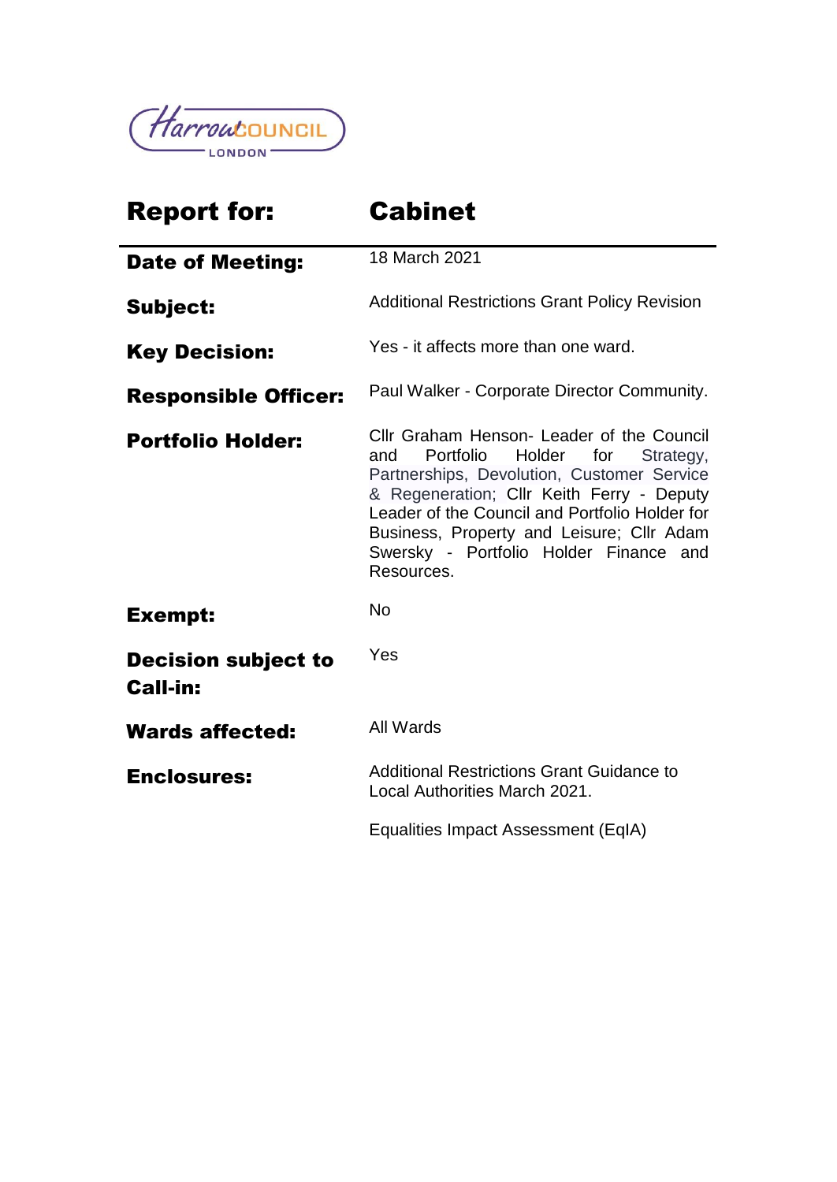Harrow COUNCIL LONDON

| **Report for:** | **Cabinet** |
| --- | --- |
| **Date of Meeting:** | 18 March 2021 |
| **Subject:** | Additional Restrictions Grant Policy Revision |
| **Key Decision:** | Yes - it affects more than one ward. |
| **Responsible Officer:** | Paul Walker - Corporate Director Community. |
| **Portfolio Holder:** | Cllr Graham Henson- Leader of the Council and Portfolio Holder for Strategy, Partnerships, Devolution, Customer Service & Regeneration; Cllr Keith Ferry - Deputy Leader of the Council and Portfolio Holder for Business, Property and Leisure; Cllr Adam Swersky - Portfolio Holder Finance and Resources. |
| **Exempt:** | No |
| **Decision subject to Call-in:** | Yes |
| **Wards affected:** | All Wards |
| **Enclosures:** | Additional Restrictions Grant Guidance to Local Authorities March 2021.<br><br>Equalities Impact Assessment (EqIA) |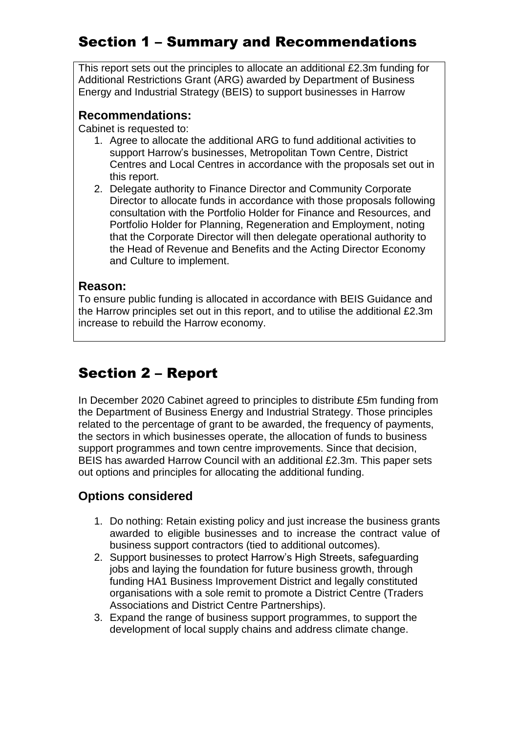# Section 1 – Summary and Recommendations

This report sets out the principles to allocate an additional £2.3m funding for Additional Restrictions Grant (ARG) awarded by Department of Business Energy and Industrial Strategy (BEIS) to support businesses in Harrow

## Recommendations:

Cabinet is requested to:

1. Agree to allocate the additional ARG to fund additional activities to support Harrow's businesses, Metropolitan Town Centre, District Centres and Local Centres in accordance with the proposals set out in this report.
2. Delegate authority to Finance Director and Community Corporate Director to allocate funds in accordance with those proposals following consultation with the Portfolio Holder for Finance and Resources, and Portfolio Holder for Planning, Regeneration and Employment, noting that the Corporate Director will then delegate operational authority to the Head of Revenue and Benefits and the Acting Director Economy and Culture to implement.

## Reason:

To ensure public funding is allocated in accordance with BEIS Guidance and the Harrow principles set out in this report, and to utilise the additional £2.3m increase to rebuild the Harrow economy.

# Section 2 – Report

In December 2020 Cabinet agreed to principles to distribute £5m funding from the Department of Business Energy and Industrial Strategy. Those principles related to the percentage of grant to be awarded, the frequency of payments, the sectors in which businesses operate, the allocation of funds to business support programmes and town centre improvements. Since that decision, BEIS has awarded Harrow Council with an additional £2.3m. This paper sets out options and principles for allocating the additional funding.

## Options considered

1. Do nothing: Retain existing policy and just increase the business grants awarded to eligible businesses and to increase the contract value of business support contractors (tied to additional outcomes).
2. Support businesses to protect Harrow's High Streets, safeguarding jobs and laying the foundation for future business growth, through funding HA1 Business Improvement District and legally constituted organisations with a sole remit to promote a District Centre (Traders Associations and District Centre Partnerships).
3. Expand the range of business support programmes, to support the development of local supply chains and address climate change.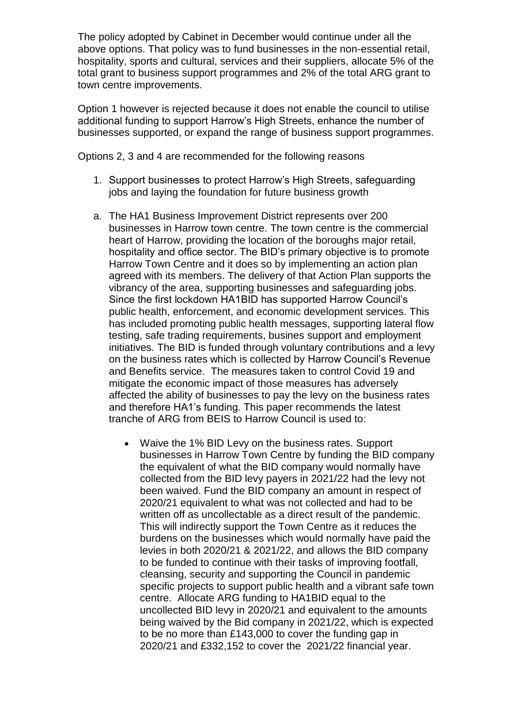The policy adopted by Cabinet in December would continue under all the above options. That policy was to fund businesses in the non-essential retail, hospitality, sports and cultural, services and their suppliers, allocate 5% of the total grant to business support programmes and 2% of the total ARG grant to town centre improvements.

Option 1 however is rejected because it does not enable the council to utilise additional funding to support Harrow's High Streets, enhance the number of businesses supported, or expand the range of business support programmes.

Options 2, 3 and 4 are recommended for the following reasons

1. Support businesses to protect Harrow's High Streets, safeguarding jobs and laying the foundation for future business growth

a. The HA1 Business Improvement District represents over 200 businesses in Harrow town centre. The town centre is the commercial heart of Harrow, providing the location of the boroughs major retail, hospitality and office sector. The BID's primary objective is to promote Harrow Town Centre and it does so by implementing an action plan agreed with its members. The delivery of that Action Plan supports the vibrancy of the area, supporting businesses and safeguarding jobs. Since the first lockdown HA1BID has supported Harrow Council's public health, enforcement, and economic development services. This has included promoting public health messages, supporting lateral flow testing, safe trading requirements, busines support and employment initiatives. The BID is funded through voluntary contributions and a levy on the business rates which is collected by Harrow Council's Revenue and Benefits service. The measures taken to control Covid 19 and mitigate the economic impact of those measures has adversely affected the ability of businesses to pay the levy on the business rates and therefore HA1's funding. This paper recommends the latest tranche of ARG from BEIS to Harrow Council is used to:

   - Waive the 1% BID Levy on the business rates. Support businesses in Harrow Town Centre by funding the BID company the equivalent of what the BID company would normally have collected from the BID levy payers in 2021/22 had the levy not been waived. Fund the BID company an amount in respect of 2020/21 equivalent to what was not collected and had to be written off as uncollectable as a direct result of the pandemic. This will indirectly support the Town Centre as it reduces the burdens on the businesses which would normally have paid the levies in both 2020/21 & 2021/22, and allows the BID company to be funded to continue with their tasks of improving footfall, cleansing, security and supporting the Council in pandemic specific projects to support public health and a vibrant safe town centre. Allocate ARG funding to HA1BID equal to the uncollected BID levy in 2020/21 and equivalent to the amounts being waived by the Bid company in 2021/22, which is expected to be no more than £143,000 to cover the funding gap in 2020/21 and £332,152 to cover the 2021/22 financial year.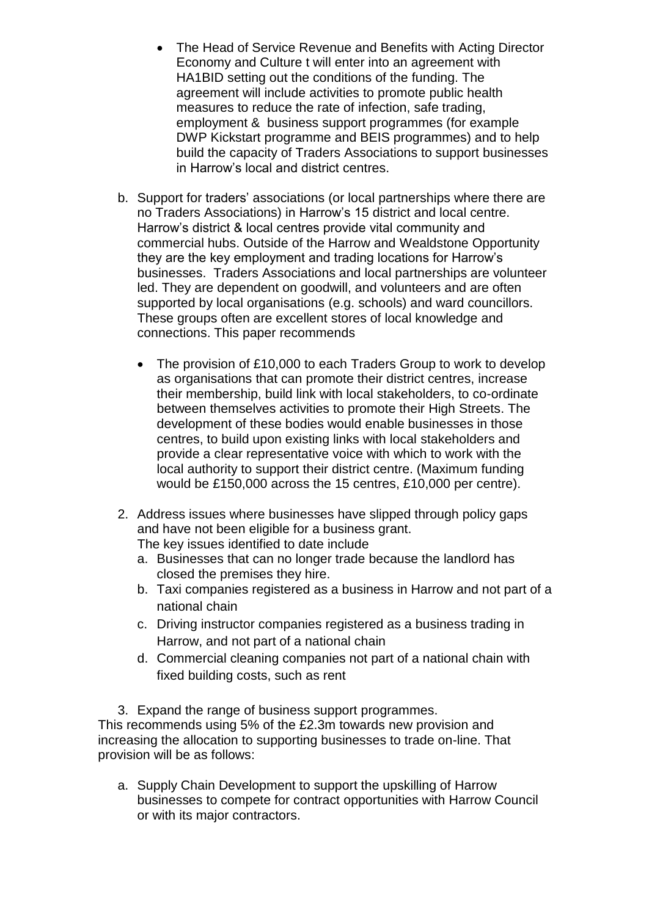- The Head of Service Revenue and Benefits with Acting Director Economy and Culture t will enter into an agreement with HA1BID setting out the conditions of the funding. The agreement will include activities to promote public health measures to reduce the rate of infection, safe trading, employment & business support programmes (for example DWP Kickstart programme and BEIS programmes) and to help build the capacity of Traders Associations to support businesses in Harrow's local and district centres.

b. Support for traders' associations (or local partnerships where there are no Traders Associations) in Harrow's 15 district and local centre. Harrow's district & local centres provide vital community and commercial hubs. Outside of the Harrow and Wealdstone Opportunity they are the key employment and trading locations for Harrow's businesses. Traders Associations and local partnerships are volunteer led. They are dependent on goodwill, and volunteers and are often supported by local organisations (e.g. schools) and ward councillors. These groups often are excellent stores of local knowledge and connections. This paper recommends

   - The provision of £10,000 to each Traders Group to work to develop as organisations that can promote their district centres, increase their membership, build link with local stakeholders, to co-ordinate between themselves activities to promote their High Streets. The development of these bodies would enable businesses in those centres, to build upon existing links with local stakeholders and provide a clear representative voice with which to work with the local authority to support their district centre. (Maximum funding would be £150,000 across the 15 centres, £10,000 per centre).

2. Address issues where businesses have slipped through policy gaps and have not been eligible for a business grant.
   The key issues identified to date include
   a. Businesses that can no longer trade because the landlord has closed the premises they hire.
   b. Taxi companies registered as a business in Harrow and not part of a national chain
   c. Driving instructor companies registered as a business trading in Harrow, and not part of a national chain
   d. Commercial cleaning companies not part of a national chain with fixed building costs, such as rent

3. Expand the range of business support programmes.

This recommends using 5% of the £2.3m towards new provision and increasing the allocation to supporting businesses to trade on-line. That provision will be as follows:

a. Supply Chain Development to support the upskilling of Harrow businesses to compete for contract opportunities with Harrow Council or with its major contractors.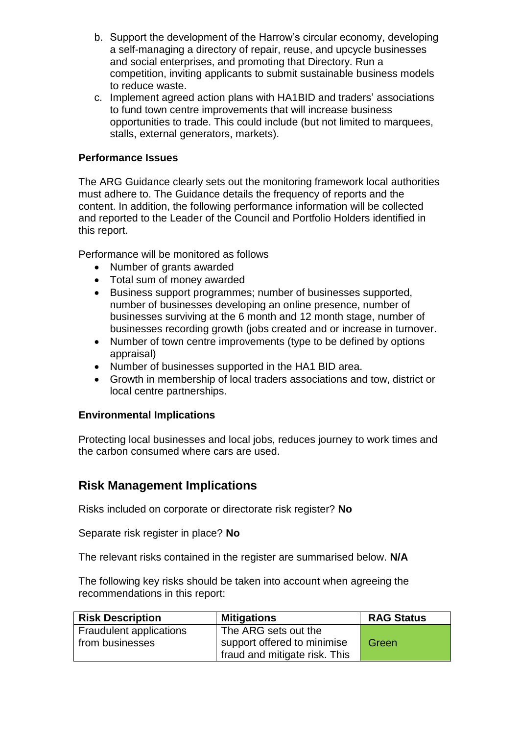b. Support the development of the Harrow's circular economy, developing a self-managing a directory of repair, reuse, and upcycle businesses and social enterprises, and promoting that Directory. Run a competition, inviting applicants to submit sustainable business models to reduce waste.

c. Implement agreed action plans with HA1BID and traders' associations to fund town centre improvements that will increase business opportunities to trade. This could include (but not limited to marquees, stalls, external generators, markets).

**Performance Issues**

The ARG Guidance clearly sets out the monitoring framework local authorities must adhere to. The Guidance details the frequency of reports and the content. In addition, the following performance information will be collected and reported to the Leader of the Council and Portfolio Holders identified in this report.

Performance will be monitored as follows

- Number of grants awarded
- Total sum of money awarded
- Business support programmes; number of businesses supported, number of businesses developing an online presence, number of businesses surviving at the 6 month and 12 month stage, number of businesses recording growth (jobs created and or increase in turnover.
- Number of town centre improvements (type to be defined by options appraisal)
- Number of businesses supported in the HA1 BID area.
- Growth in membership of local traders associations and tow, district or local centre partnerships.

**Environmental Implications**

Protecting local businesses and local jobs, reduces journey to work times and the carbon consumed where cars are used.

## Risk Management Implications

Risks included on corporate or directorate risk register? **No**

Separate risk register in place? **No**

The relevant risks contained in the register are summarised below. **N/A**

The following key risks should be taken into account when agreeing the recommendations in this report:

| Risk Description | Mitigations | RAG Status |
| --- | --- | --- |
| Fraudulent applications from businesses | The ARG sets out the support offered to minimise fraud and mitigate risk. This | Green |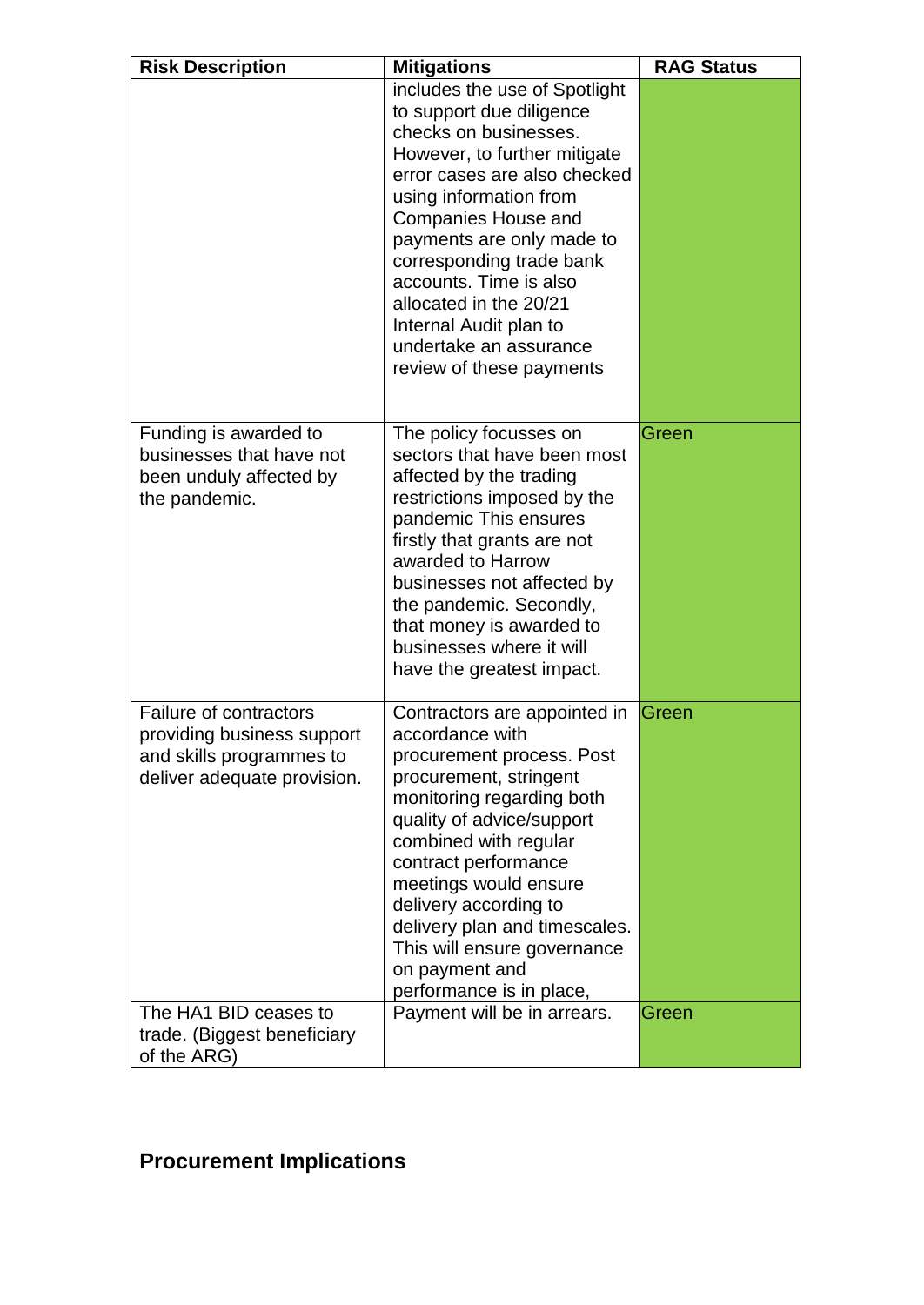| Risk Description | Mitigations | RAG Status |
|---|---|---|
| | includes the use of Spotlight to support due diligence checks on businesses. However, to further mitigate error cases are also checked using information from Companies House and payments are only made to corresponding trade bank accounts. Time is also allocated in the 20/21 Internal Audit plan to undertake an assurance review of these payments | |
| Funding is awarded to businesses that have not been unduly affected by the pandemic. | The policy focusses on sectors that have been most affected by the trading restrictions imposed by the pandemic This ensures firstly that grants are not awarded to Harrow businesses not affected by the pandemic. Secondly, that money is awarded to businesses where it will have the greatest impact. | Green |
| Failure of contractors providing business support and skills programmes to deliver adequate provision. | Contractors are appointed in accordance with procurement process. Post procurement, stringent monitoring regarding both quality of advice/support combined with regular contract performance meetings would ensure delivery according to delivery plan and timescales. This will ensure governance on payment and performance is in place, | Green |
| The HA1 BID ceases to trade. (Biggest beneficiary of the ARG) | Payment will be in arrears. | Green |

## Procurement Implications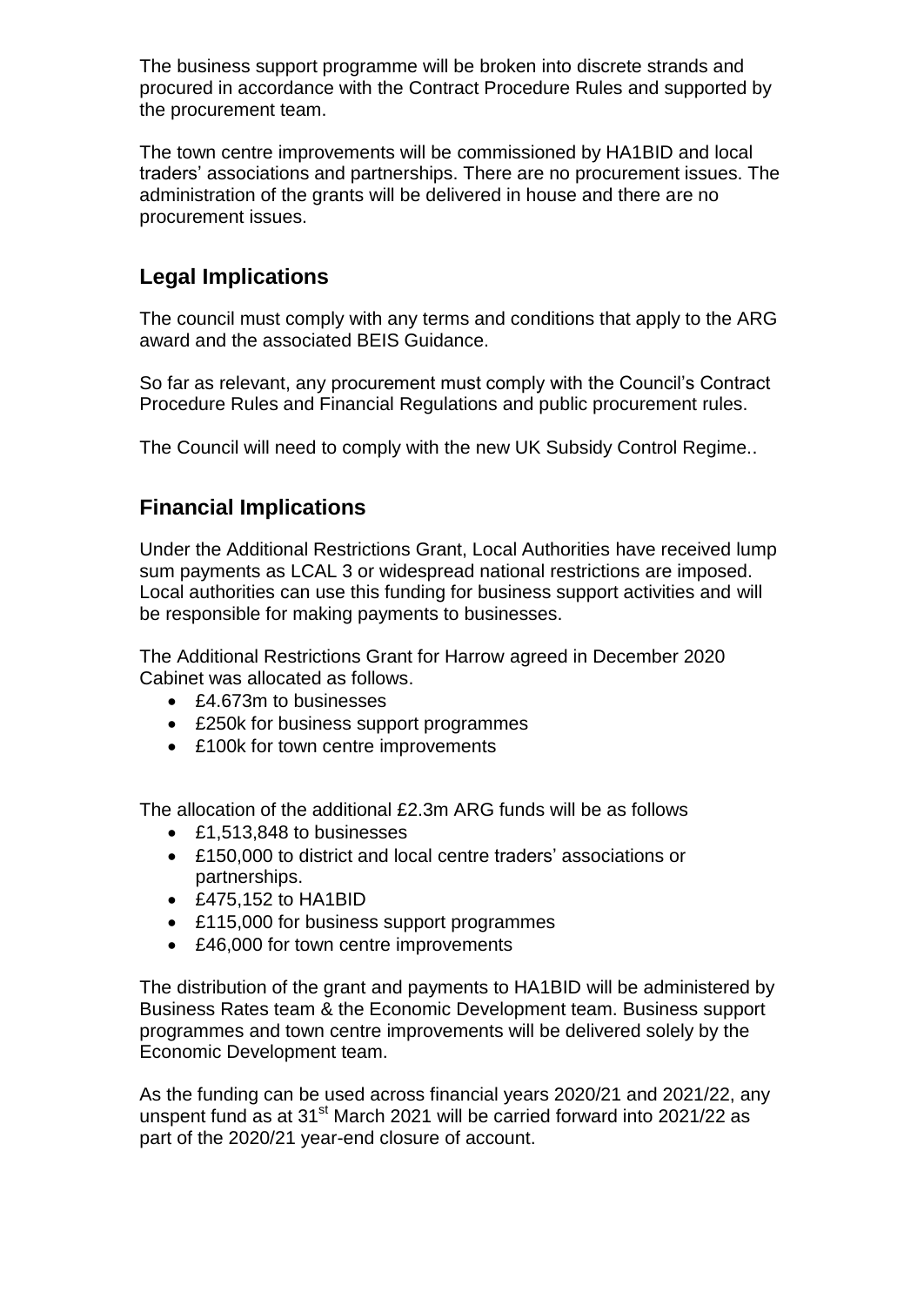The business support programme will be broken into discrete strands and procured in accordance with the Contract Procedure Rules and supported by the procurement team.

The town centre improvements will be commissioned by HA1BID and local traders' associations and partnerships. There are no procurement issues. The administration of the grants will be delivered in house and there are no procurement issues.

## Legal Implications

The council must comply with any terms and conditions that apply to the ARG award and the associated BEIS Guidance.

So far as relevant, any procurement must comply with the Council's Contract Procedure Rules and Financial Regulations and public procurement rules.

The Council will need to comply with the new UK Subsidy Control Regime..

## Financial Implications

Under the Additional Restrictions Grant, Local Authorities have received lump sum payments as LCAL 3 or widespread national restrictions are imposed. Local authorities can use this funding for business support activities and will be responsible for making payments to businesses.

The Additional Restrictions Grant for Harrow agreed in December 2020 Cabinet was allocated as follows.

- £4.673m to businesses
- £250k for business support programmes
- £100k for town centre improvements

The allocation of the additional £2.3m ARG funds will be as follows

- £1,513,848 to businesses
- £150,000 to district and local centre traders' associations or partnerships.
- £475,152 to HA1BID
- £115,000 for business support programmes
- £46,000 for town centre improvements

The distribution of the grant and payments to HA1BID will be administered by Business Rates team & the Economic Development team. Business support programmes and town centre improvements will be delivered solely by the Economic Development team.

As the funding can be used across financial years 2020/21 and 2021/22, any unspent fund as at 31st March 2021 will be carried forward into 2021/22 as part of the 2020/21 year-end closure of account.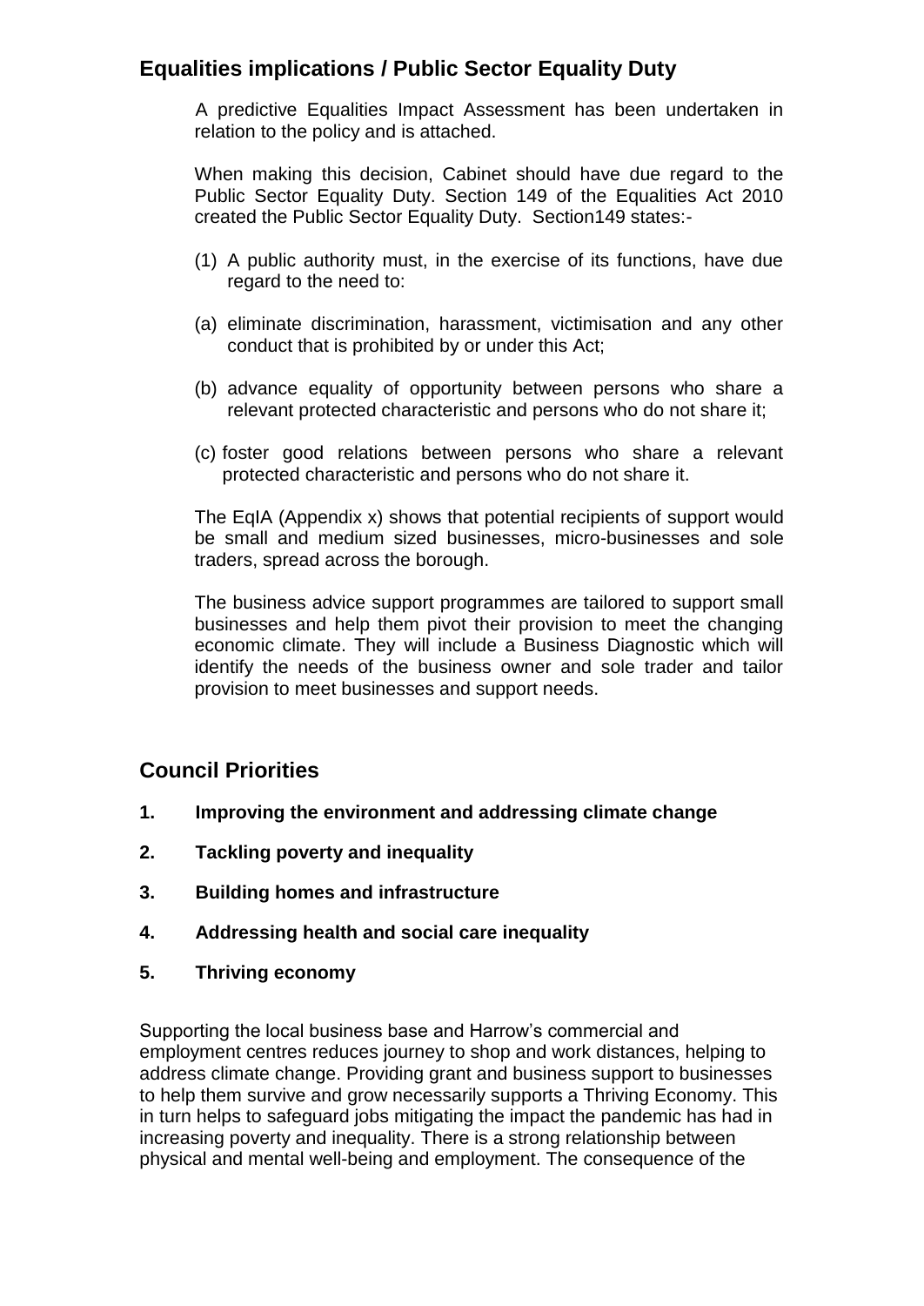## Equalities implications / Public Sector Equality Duty

A predictive Equalities Impact Assessment has been undertaken in relation to the policy and is attached.

When making this decision, Cabinet should have due regard to the Public Sector Equality Duty. Section 149 of the Equalities Act 2010 created the Public Sector Equality Duty. Section149 states:-

(1) A public authority must, in the exercise of its functions, have due regard to the need to:

(a) eliminate discrimination, harassment, victimisation and any other conduct that is prohibited by or under this Act;

(b) advance equality of opportunity between persons who share a relevant protected characteristic and persons who do not share it;

(c) foster good relations between persons who share a relevant protected characteristic and persons who do not share it.

The EqIA (Appendix x) shows that potential recipients of support would be small and medium sized businesses, micro-businesses and sole traders, spread across the borough.

The business advice support programmes are tailored to support small businesses and help them pivot their provision to meet the changing economic climate. They will include a Business Diagnostic which will identify the needs of the business owner and sole trader and tailor provision to meet businesses and support needs.

## Council Priorities

1. **Improving the environment and addressing climate change**
2. **Tackling poverty and inequality**
3. **Building homes and infrastructure**
4. **Addressing health and social care inequality**
5. **Thriving economy**

Supporting the local business base and Harrow's commercial and employment centres reduces journey to shop and work distances, helping to address climate change. Providing grant and business support to businesses to help them survive and grow necessarily supports a Thriving Economy. This in turn helps to safeguard jobs mitigating the impact the pandemic has had in increasing poverty and inequality. There is a strong relationship between physical and mental well-being and employment. The consequence of the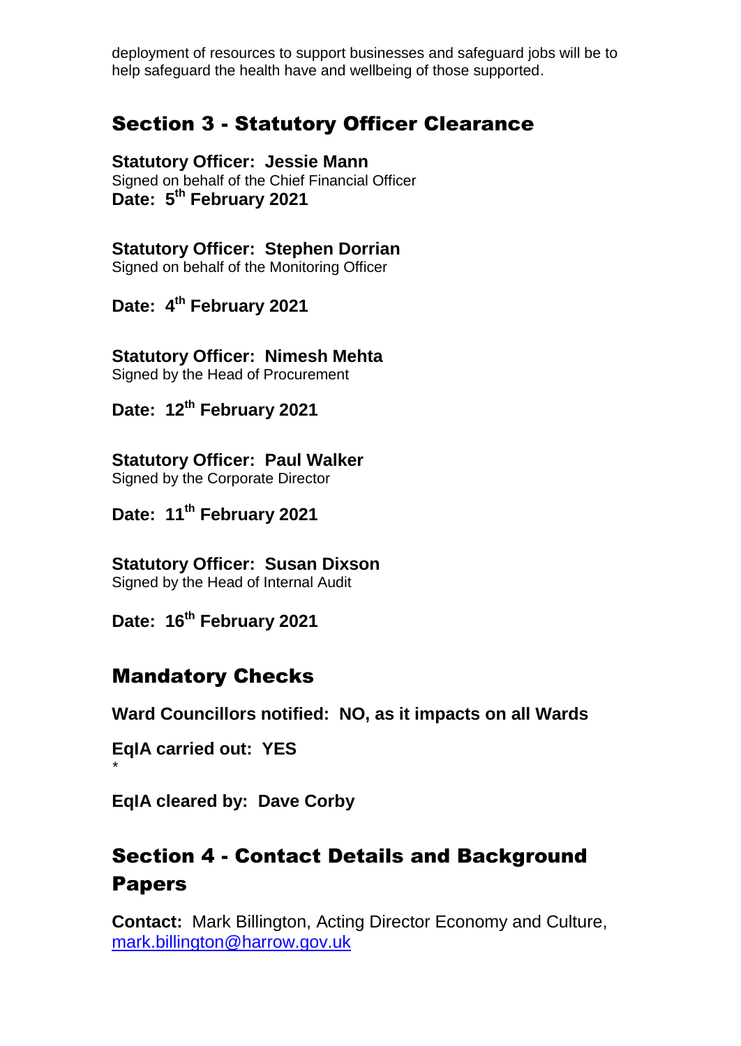deployment of resources to support businesses and safeguard jobs will be to help safeguard the health have and wellbeing of those supported.

## Section 3 - Statutory Officer Clearance

**Statutory Officer: Jessie Mann**
Signed on behalf of the Chief Financial Officer
**Date: 5th February 2021**

**Statutory Officer: Stephen Dorrian**
Signed on behalf of the Monitoring Officer

**Date: 4th February 2021**

**Statutory Officer: Nimesh Mehta**
Signed by the Head of Procurement

**Date: 12th February 2021**

**Statutory Officer: Paul Walker**
Signed by the Corporate Director

**Date: 11th February 2021**

**Statutory Officer: Susan Dixson**
Signed by the Head of Internal Audit

**Date: 16th February 2021**

## Mandatory Checks

**Ward Councillors notified: NO, as it impacts on all Wards**

**EqIA carried out: YES**
*

**EqIA cleared by: Dave Corby**

## Section 4 - Contact Details and Background Papers

**Contact:** Mark Billington, Acting Director Economy and Culture, mark.billington@harrow.gov.uk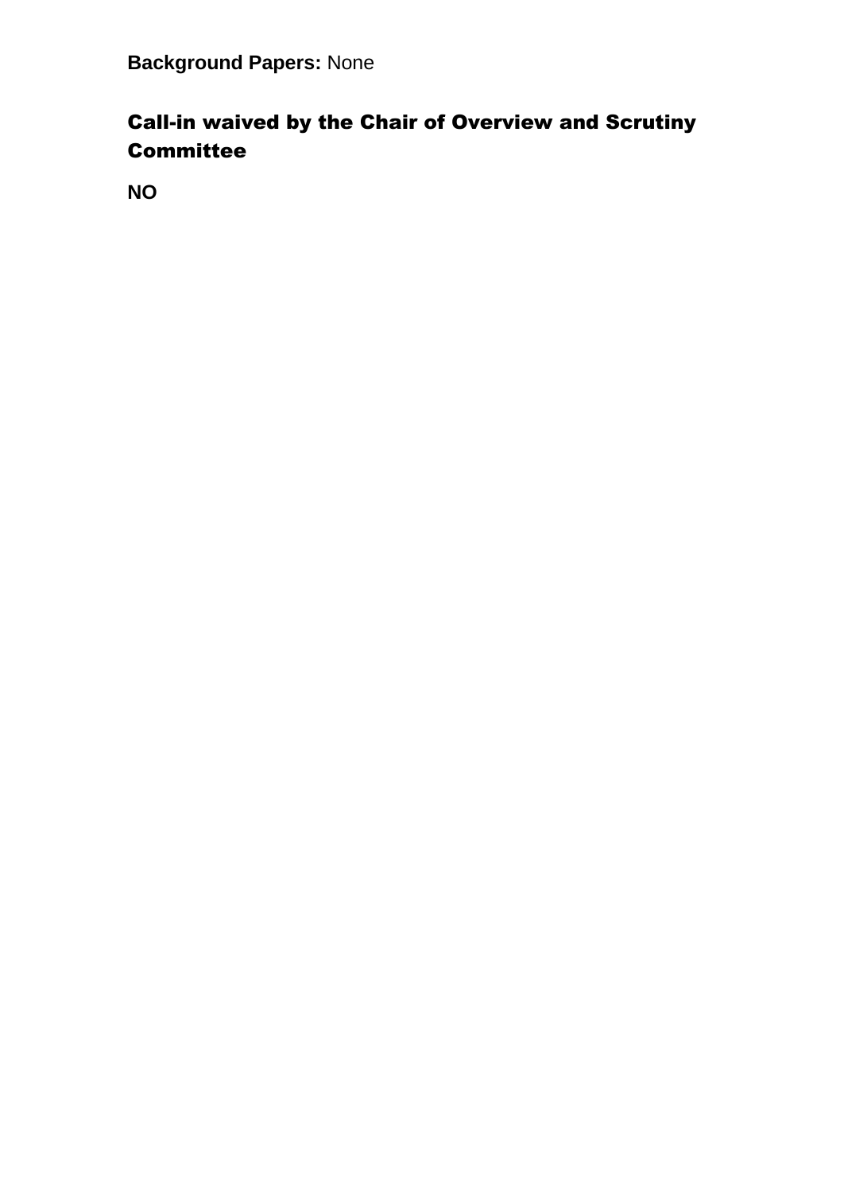**Background Papers:** None

## Call-in waived by the Chair of Overview and Scrutiny Committee

**NO**